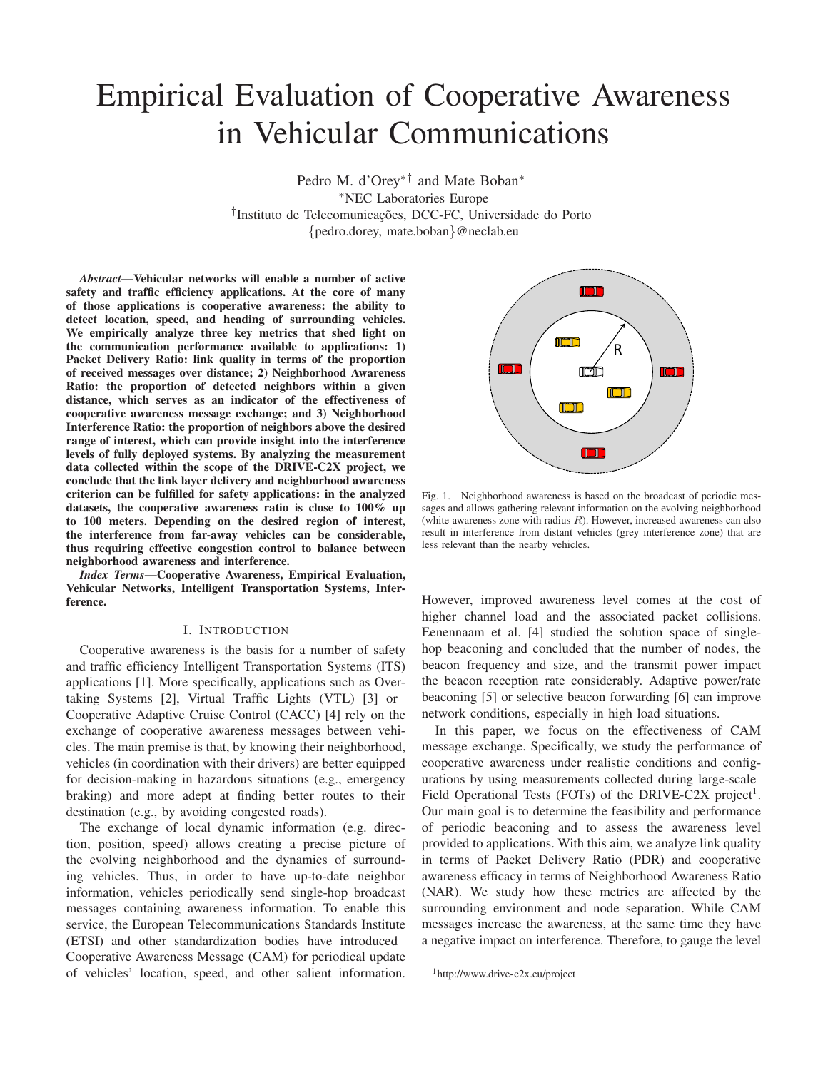# Empirical Evaluation of Cooperative Awareness in Vehicular Communications

Pedro M. d'Orey[*†] and Mate Boban[*]

[*]NEC Laboratories Europe

[†]Instituto de Telecomunicações, DCC-FC, Universidade do Porto

{pedro.dorey, mate.boban}@neclab.eu

***Abstract*—Vehicular networks will enable a number of active safety and traffic efficiency applications. At the core of many of those applications is cooperative awareness: the ability to detect location, speed, and heading of surrounding vehicles. We empirically analyze three key metrics that shed light on the communication performance available to applications: 1) Packet Delivery Ratio: link quality in terms of the proportion of received messages over distance; 2) Neighborhood Awareness Ratio: the proportion of detected neighbors within a given distance, which serves as an indicator of the effectiveness of cooperative awareness message exchange; and 3) Neighborhood Interference Ratio: the proportion of neighbors above the desired range of interest, which can provide insight into the interference levels of fully deployed systems. By analyzing the measurement data collected within the scope of the DRIVE-C2X project, we conclude that the link layer delivery and neighborhood awareness criterion can be fulfilled for safety applications: in the analyzed datasets, the cooperative awareness ratio is close to 100% up to 100 meters. Depending on the desired region of interest, the interference from far-away vehicles can be considerable, thus requiring effective congestion control to balance between neighborhood awareness and interference.**

***Index Terms*—Cooperative Awareness, Empirical Evaluation, Vehicular Networks, Intelligent Transportation Systems, Interference.**

## I. Introduction

Cooperative awareness is the basis for a number of safety and traffic efficiency Intelligent Transportation Systems (ITS) applications [1]. More specifically, applications such as Overtaking Systems [2], Virtual Traffic Lights (VTL) [3] or Cooperative Adaptive Cruise Control (CACC) [4] rely on the exchange of cooperative awareness messages between vehicles. The main premise is that, by knowing their neighborhood, vehicles (in coordination with their drivers) are better equipped for decision-making in hazardous situations (e.g., emergency braking) and more adept at finding better routes to their destination (e.g., by avoiding congested roads).

The exchange of local dynamic information (e.g. direction, position, speed) allows creating a precise picture of the evolving neighborhood and the dynamics of surrounding vehicles. Thus, in order to have up-to-date neighbor information, vehicles periodically send single-hop broadcast messages containing awareness information. To enable this service, the European Telecommunications Standards Institute (ETSI) and other standardization bodies have introduced Cooperative Awareness Message (CAM) for periodical update of vehicles' location, speed, and other salient information.

Fig. 1. Neighborhood awareness is based on the broadcast of periodic messages and allows gathering relevant information on the evolving neighborhood (white awareness zone with radius $R$). However, increased awareness can also result in interference from distant vehicles (grey interference zone) that are less relevant than the nearby vehicles.

However, improved awareness level comes at the cost of higher channel load and the associated packet collisions. Eenennaam et al. [4] studied the solution space of single-hop beaconing and concluded that the number of nodes, the beacon frequency and size, and the transmit power impact the beacon reception rate considerably. Adaptive power/rate beaconing [5] or selective beacon forwarding [6] can improve network conditions, especially in high load situations.

In this paper, we focus on the effectiveness of CAM message exchange. Specifically, we study the performance of cooperative awareness under realistic conditions and configurations by using measurements collected during large-scale Field Operational Tests (FOTs) of the DRIVE-C2X project[1]. Our main goal is to determine the feasibility and performance of periodic beaconing and to assess the awareness level provided to applications. With this aim, we analyze link quality in terms of Packet Delivery Ratio (PDR) and cooperative awareness efficacy in terms of Neighborhood Awareness Ratio (NAR). We study how these metrics are affected by the surrounding environment and node separation. While CAM messages increase the awareness, at the same time they have a negative impact on interference. Therefore, to gauge the level

[1]http://www.drive-c2x.eu/project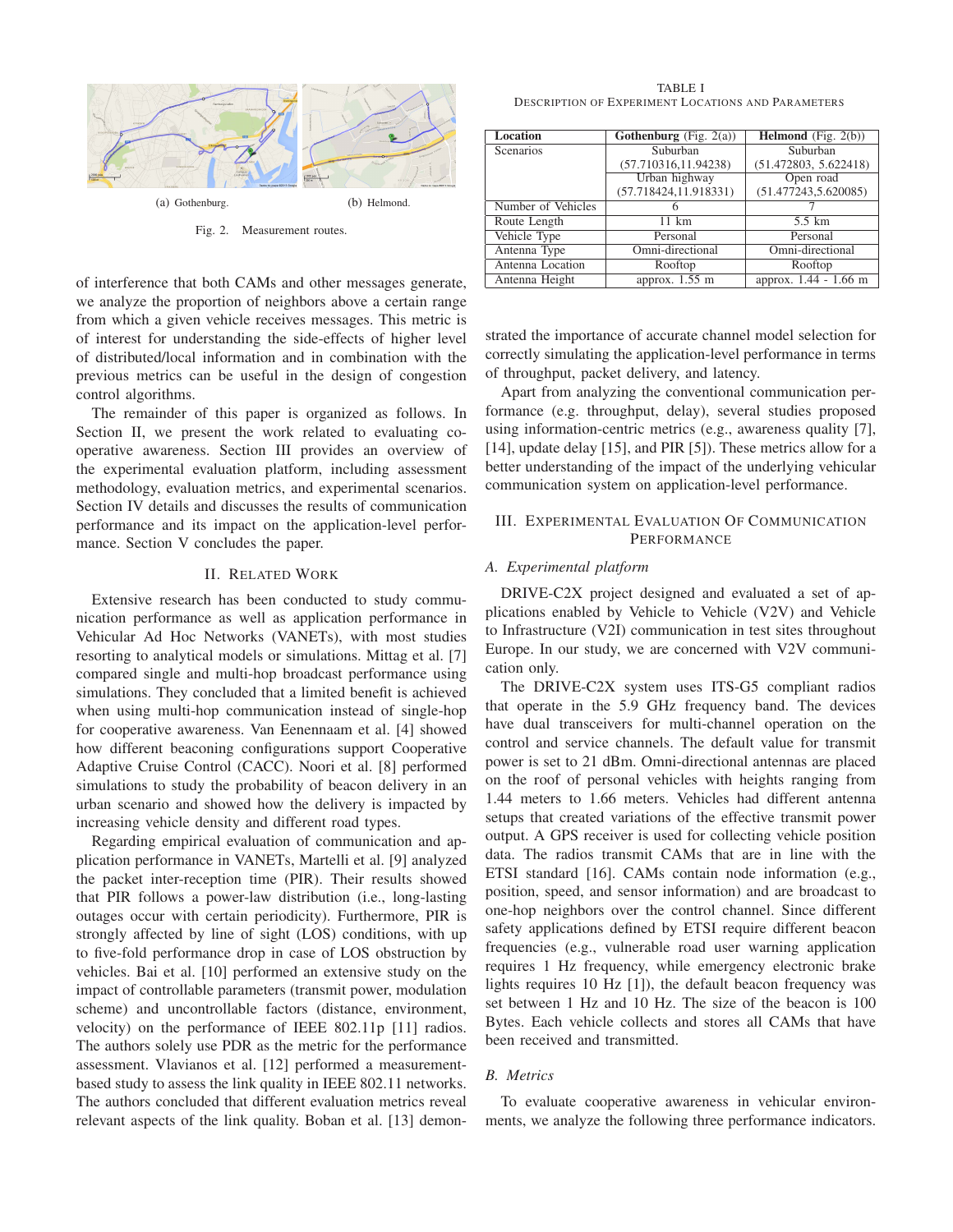(a) Gothenburg.

(b) Helmond.

Fig. 2. Measurement routes.

of interference that both CAMs and other messages generate, we analyze the proportion of neighbors above a certain range from which a given vehicle receives messages. This metric is of interest for understanding the side-effects of higher level of distributed/local information and in combination with the previous metrics can be useful in the design of congestion control algorithms.

The remainder of this paper is organized as follows. In Section II, we present the work related to evaluating cooperative awareness. Section III provides an overview of the experimental evaluation platform, including assessment methodology, evaluation metrics, and experimental scenarios. Section IV details and discusses the results of communication performance and its impact on the application-level performance. Section V concludes the paper.

## II. Related Work

Extensive research has been conducted to study communication performance as well as application performance in Vehicular Ad Hoc Networks (VANETs), with most studies resorting to analytical models or simulations. Mittag et al. [7] compared single and multi-hop broadcast performance using simulations. They concluded that a limited benefit is achieved when using multi-hop communication instead of single-hop for cooperative awareness. Van Eenennaam et al. [4] showed how different beaconing configurations support Cooperative Adaptive Cruise Control (CACC). Noori et al. [8] performed simulations to study the probability of beacon delivery in an urban scenario and showed how the delivery is impacted by increasing vehicle density and different road types.

Regarding empirical evaluation of communication and application performance in VANETs, Martelli et al. [9] analyzed the packet inter-reception time (PIR). Their results showed that PIR follows a power-law distribution (i.e., long-lasting outages occur with certain periodicity). Furthermore, PIR is strongly affected by line of sight (LOS) conditions, with up to five-fold performance drop in case of LOS obstruction by vehicles. Bai et al. [10] performed an extensive study on the impact of controllable parameters (transmit power, modulation scheme) and uncontrollable factors (distance, environment, velocity) on the performance of IEEE 802.11p [11] radios. The authors solely use PDR as the metric for the performance assessment. Vlavianos et al. [12] performed a measurement-based study to assess the link quality in IEEE 802.11 networks. The authors concluded that different evaluation metrics reveal relevant aspects of the link quality. Boban et al. [13] demonstrated the importance of accurate channel model selection for correctly simulating the application-level performance in terms of throughput, packet delivery, and latency.

TABLE I
Description of Experiment Locations and Parameters

| **Location** | **Gothenburg** (Fig. 2(a)) | **Helmond** (Fig. 2(b)) |
|---|---|---|
| Scenarios | Suburban (57.710316,11.94238) | Suburban (51.472803, 5.622418) |
| | Urban highway (57.718424,11.918331) | Open road (51.477243,5.620085) |
| Number of Vehicles | 6 | 7 |
| Route Length | 11 km | 5.5 km |
| Vehicle Type | Personal | Personal |
| Antenna Type | Omni-directional | Omni-directional |
| Antenna Location | Rooftop | Rooftop |
| Antenna Height | approx. 1.55 m | approx. 1.44 - 1.66 m |

Apart from analyzing the conventional communication performance (e.g. throughput, delay), several studies proposed using information-centric metrics (e.g., awareness quality [7], [14], update delay [15], and PIR [5]). These metrics allow for a better understanding of the impact of the underlying vehicular communication system on application-level performance.

## III. Experimental Evaluation Of Communication Performance

### A. Experimental platform

DRIVE-C2X project designed and evaluated a set of applications enabled by Vehicle to Vehicle (V2V) and Vehicle to Infrastructure (V2I) communication in test sites throughout Europe. In our study, we are concerned with V2V communication only.

The DRIVE-C2X system uses ITS-G5 compliant radios that operate in the 5.9 GHz frequency band. The devices have dual transceivers for multi-channel operation on the control and service channels. The default value for transmit power is set to 21 dBm. Omni-directional antennas are placed on the roof of personal vehicles with heights ranging from 1.44 meters to 1.66 meters. Vehicles had different antenna setups that created variations of the effective transmit power output. A GPS receiver is used for collecting vehicle position data. The radios transmit CAMs that are in line with the ETSI standard [16]. CAMs contain node information (e.g., position, speed, and sensor information) and are broadcast to one-hop neighbors over the control channel. Since different safety applications defined by ETSI require different beacon frequencies (e.g., vulnerable road user warning application requires 1 Hz frequency, while emergency electronic brake lights requires 10 Hz [1]), the default beacon frequency was set between 1 Hz and 10 Hz. The size of the beacon is 100 Bytes. Each vehicle collects and stores all CAMs that have been received and transmitted.

### B. Metrics

To evaluate cooperative awareness in vehicular environments, we analyze the following three performance indicators.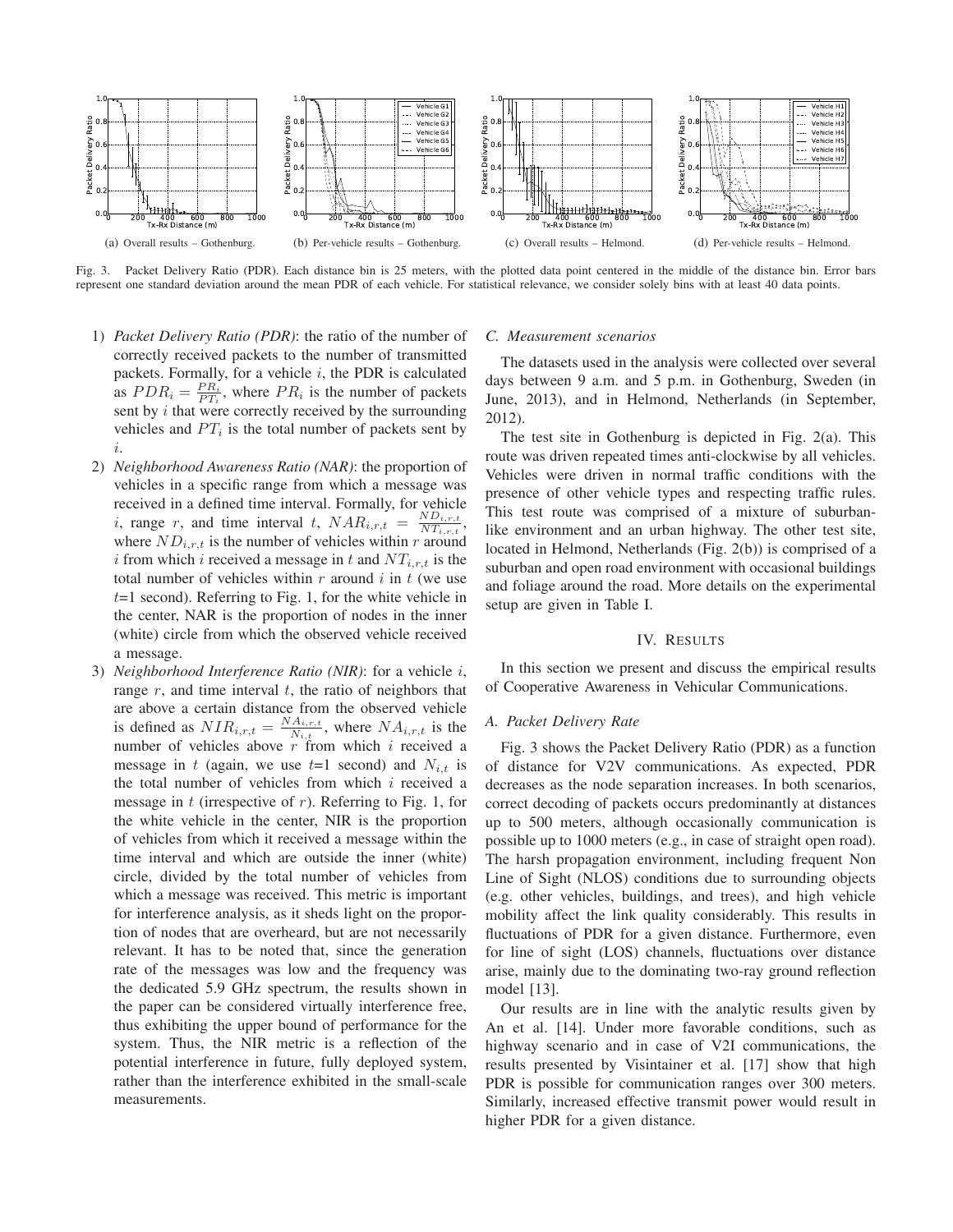(a) Overall results – Gothenburg.

(b) Per-vehicle results – Gothenburg.

(c) Overall results – Helmond.

(d) Per-vehicle results – Helmond.

Fig. 3. Packet Delivery Ratio (PDR). Each distance bin is 25 meters, with the plotted data point centered in the middle of the distance bin. Error bars represent one standard deviation around the mean PDR of each vehicle. For statistical relevance, we consider solely bins with at least 40 data points.

1) *Packet Delivery Ratio (PDR)*: the ratio of the number of correctly received packets to the number of transmitted packets. Formally, for a vehicle $i$, the PDR is calculated as $PDR_i = \frac{PR_i}{PT_i}$, where $PR_i$ is the number of packets sent by $i$ that were correctly received by the surrounding vehicles and $PT_i$ is the total number of packets sent by $i$.
2) *Neighborhood Awareness Ratio (NAR)*: the proportion of vehicles in a specific range from which a message was received in a defined time interval. Formally, for vehicle $i$, range $r$, and time interval $t$, $NAR_{i,r,t} = \frac{ND_{i,r,t}}{NT_{i,r,t}}$, where $ND_{i,r,t}$ is the number of vehicles within $r$ around $i$ from which $i$ received a message in $t$ and $NT_{i,r,t}$ is the total number of vehicles within $r$ around $i$ in $t$ (we use $t$=1 second). Referring to Fig. 1, for the white vehicle in the center, NAR is the proportion of nodes in the inner (white) circle from which the observed vehicle received a message.
3) *Neighborhood Interference Ratio (NIR)*: for a vehicle $i$, range $r$, and time interval $t$, the ratio of neighbors that are above a certain distance from the observed vehicle is defined as $NIR_{i,r,t} = \frac{NA_{i,r,t}}{N_{i,t}}$, where $NA_{i,r,t}$ is the number of vehicles above $r$ from which $i$ received a message in $t$ (again, we use $t$=1 second) and $N_{i,t}$ is the total number of vehicles from which $i$ received a message in $t$ (irrespective of $r$). Referring to Fig. 1, for the white vehicle in the center, NIR is the proportion of vehicles from which it received a message within the time interval and which are outside the inner (white) circle, divided by the total number of vehicles from which a message was received. This metric is important for interference analysis, as it sheds light on the proportion of nodes that are overheard, but are not necessarily relevant. It has to be noted that, since the generation rate of the messages was low and the frequency was the dedicated 5.9 GHz spectrum, the results shown in the paper can be considered virtually interference free, thus exhibiting the upper bound of performance for the system. Thus, the NIR metric is a reflection of the potential interference in future, fully deployed system, rather than the interference exhibited in the small-scale measurements.

### C. Measurement scenarios

The datasets used in the analysis were collected over several days between 9 a.m. and 5 p.m. in Gothenburg, Sweden (in June, 2013), and in Helmond, Netherlands (in September, 2012).

The test site in Gothenburg is depicted in Fig. 2(a). This route was driven repeated times anti-clockwise by all vehicles. Vehicles were driven in normal traffic conditions with the presence of other vehicle types and respecting traffic rules. This test route was comprised of a mixture of suburban-like environment and an urban highway. The other test site, located in Helmond, Netherlands (Fig. 2(b)) is comprised of a suburban and open road environment with occasional buildings and foliage around the road. More details on the experimental setup are given in Table I.

## IV. Results

In this section we present and discuss the empirical results of Cooperative Awareness in Vehicular Communications.

### A. Packet Delivery Rate

Fig. 3 shows the Packet Delivery Ratio (PDR) as a function of distance for V2V communications. As expected, PDR decreases as the node separation increases. In both scenarios, correct decoding of packets occurs predominantly at distances up to 500 meters, although occasionally communication is possible up to 1000 meters (e.g., in case of straight open road). The harsh propagation environment, including frequent Non Line of Sight (NLOS) conditions due to surrounding objects (e.g. other vehicles, buildings, and trees), and high vehicle mobility affect the link quality considerably. This results in fluctuations of PDR for a given distance. Furthermore, even for line of sight (LOS) channels, fluctuations over distance arise, mainly due to the dominating two-ray ground reflection model [13].

Our results are in line with the analytic results given by An et al. [14]. Under more favorable conditions, such as highway scenario and in case of V2I communications, the results presented by Visintainer et al. [17] show that high PDR is possible for communication ranges over 300 meters. Similarly, increased effective transmit power would result in higher PDR for a given distance.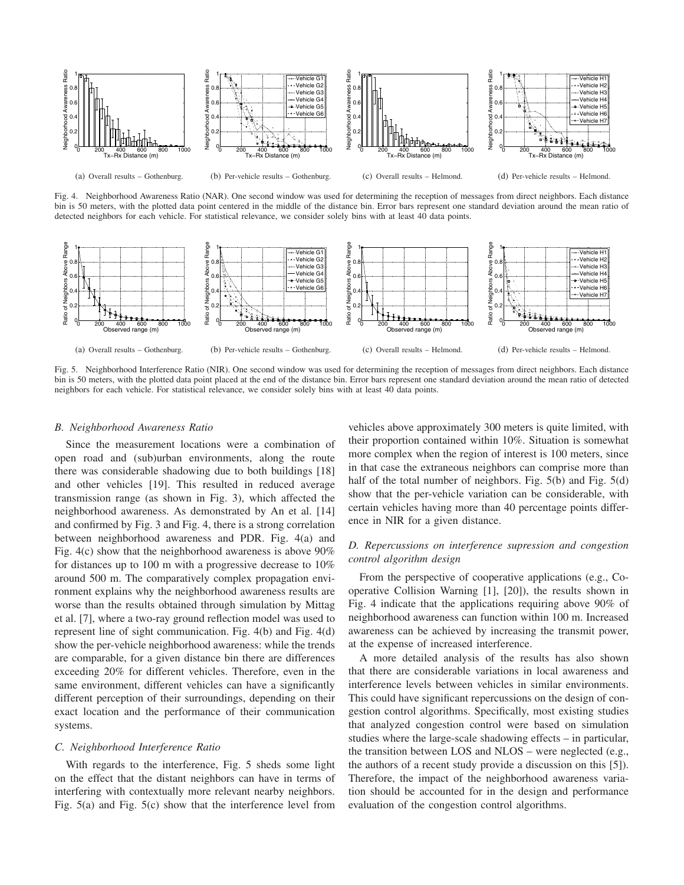(a) Overall results – Gothenburg. (b) Per-vehicle results – Gothenburg. (c) Overall results – Helmond. (d) Per-vehicle results – Helmond.

Fig. 4. Neighborhood Awareness Ratio (NAR). One second window was used for determining the reception of messages from direct neighbors. Each distance bin is 50 meters, with the plotted data point centered in the middle of the distance bin. Error bars represent one standard deviation around the mean ratio of detected neighbors for each vehicle. For statistical relevance, we consider solely bins with at least 40 data points.

(a) Overall results – Gothenburg. (b) Per-vehicle results – Gothenburg. (c) Overall results – Helmond. (d) Per-vehicle results – Helmond.

Fig. 5. Neighborhood Interference Ratio (NIR). One second window was used for determining the reception of messages from direct neighbors. Each distance bin is 50 meters, with the plotted data point placed at the end of the distance bin. Error bars represent one standard deviation around the mean ratio of detected neighbors for each vehicle. For statistical relevance, we consider solely bins with at least 40 data points.

### B. Neighborhood Awareness Ratio

Since the measurement locations were a combination of open road and (sub)urban environments, along the route there was considerable shadowing due to both buildings [18] and other vehicles [19]. This resulted in reduced average transmission range (as shown in Fig. 3), which affected the neighborhood awareness. As demonstrated by An et al. [14] and confirmed by Fig. 3 and Fig. 4, there is a strong correlation between neighborhood awareness and PDR. Fig. 4(a) and Fig. 4(c) show that the neighborhood awareness is above 90% for distances up to 100 m with a progressive decrease to 10% around 500 m. The comparatively complex propagation environment explains why the neighborhood awareness results are worse than the results obtained through simulation by Mittag et al. [7], where a two-ray ground reflection model was used to represent line of sight communication. Fig. 4(b) and Fig. 4(d) show the per-vehicle neighborhood awareness: while the trends are comparable, for a given distance bin there are differences exceeding 20% for different vehicles. Therefore, even in the same environment, different vehicles can have a significantly different perception of their surroundings, depending on their exact location and the performance of their communication systems.

### C. Neighborhood Interference Ratio

With regards to the interference, Fig. 5 sheds some light on the effect that the distant neighbors can have in terms of interfering with contextually more relevant nearby neighbors. Fig. 5(a) and Fig. 5(c) show that the interference level from vehicles above approximately 300 meters is quite limited, with their proportion contained within 10%. Situation is somewhat more complex when the region of interest is 100 meters, since in that case the extraneous neighbors can comprise more than half of the total number of neighbors. Fig. 5(b) and Fig. 5(d) show that the per-vehicle variation can be considerable, with certain vehicles having more than 40 percentage points difference in NIR for a given distance.

### D. Repercussions on interference supression and congestion control algorithm design

From the perspective of cooperative applications (e.g., Cooperative Collision Warning [1], [20]), the results shown in Fig. 4 indicate that the applications requiring above 90% of neighborhood awareness can function within 100 m. Increased awareness can be achieved by increasing the transmit power, at the expense of increased interference.

A more detailed analysis of the results has also shown that there are considerable variations in local awareness and interference levels between vehicles in similar environments. This could have significant repercussions on the design of congestion control algorithms. Specifically, most existing studies that analyzed congestion control were based on simulation studies where the large-scale shadowing effects – in particular, the transition between LOS and NLOS – were neglected (e.g., the authors of a recent study provide a discussion on this [5]). Therefore, the impact of the neighborhood awareness variation should be accounted for in the design and performance evaluation of the congestion control algorithms.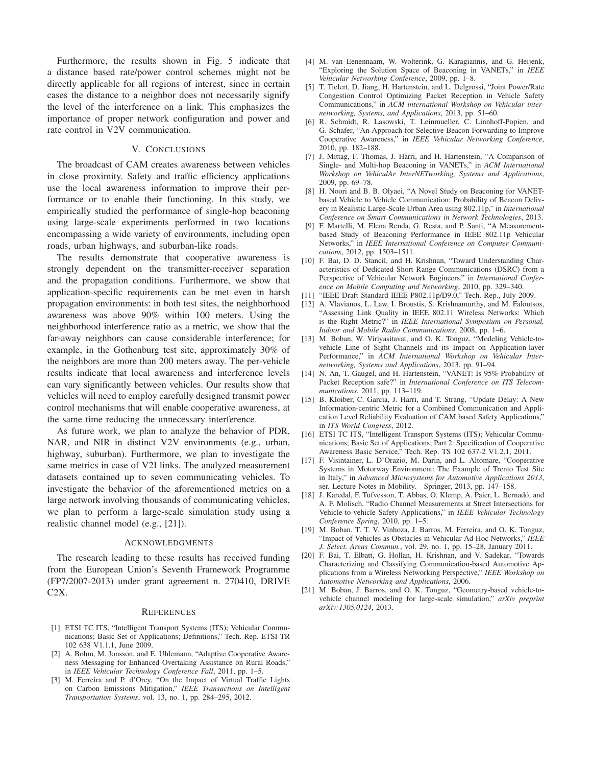Furthermore, the results shown in Fig. 5 indicate that a distance based rate/power control schemes might not be directly applicable for all regions of interest, since in certain cases the distance to a neighbor does not necessarily signify the level of the interference on a link. This emphasizes the importance of proper network configuration and power and rate control in V2V communication.

## V. Conclusions

The broadcast of CAM creates awareness between vehicles in close proximity. Safety and traffic efficiency applications use the local awareness information to improve their performance or to enable their functioning. In this study, we empirically studied the performance of single-hop beaconing using large-scale experiments performed in two locations encompassing a wide variety of environments, including open roads, urban highways, and suburban-like roads.

The results demonstrate that cooperative awareness is strongly dependent on the transmitter-receiver separation and the propagation conditions. Furthermore, we show that application-specific requirements can be met even in harsh propagation environments: in both test sites, the neighborhood awareness was above 90% within 100 meters. Using the neighborhood interference ratio as a metric, we show that the far-away neighbors can cause considerable interference; for example, in the Gothenburg test site, approximately 30% of the neighbors are more than 200 meters away. The per-vehicle results indicate that local awareness and interference levels can vary significantly between vehicles. Our results show that vehicles will need to employ carefully designed transmit power control mechanisms that will enable cooperative awareness, at the same time reducing the unnecessary interference.

As future work, we plan to analyze the behavior of PDR, NAR, and NIR in distinct V2V environments (e.g., urban, highway, suburban). Furthermore, we plan to investigate the same metrics in case of V2I links. The analyzed measurement datasets contained up to seven communicating vehicles. To investigate the behavior of the aforementioned metrics on a large network involving thousands of communicating vehicles, we plan to perform a large-scale simulation study using a realistic channel model (e.g., [21]).

## Acknowledgments

The research leading to these results has received funding from the European Union's Seventh Framework Programme (FP7/2007-2013) under grant agreement n. 270410, DRIVE C2X.

## References

[1] ETSI TC ITS, "Intelligent Transport Systems (ITS); Vehicular Communications; Basic Set of Applications; Definitions," Tech. Rep. ETSI TR 102 638 V1.1.1, June 2009.

[2] A. Bohm, M. Jonsson, and E. Uhlemann, "Adaptive Cooperative Awareness Messaging for Enhanced Overtaking Assistance on Rural Roads," in *IEEE Vehicular Technology Conference Fall*, 2011, pp. 1–5.

[3] M. Ferreira and P. d'Orey, "On the Impact of Virtual Traffic Lights on Carbon Emissions Mitigation," *IEEE Transactions on Intelligent Transportation Systems*, vol. 13, no. 1, pp. 284–295, 2012.

[4] M. van Eenennaam, W. Wolterink, G. Karagiannis, and G. Heijenk, "Exploring the Solution Space of Beaconing in VANETs," in *IEEE Vehicular Networking Conference*, 2009, pp. 1–8.

[5] T. Tielert, D. Jiang, H. Hartenstein, and L. Delgrossi, "Joint Power/Rate Congestion Control Optimizing Packet Reception in Vehicle Safety Communications," in *ACM international Workshop on Vehicular internetworking, Systems, and Applications*, 2013, pp. 51–60.

[6] R. Schmidt, R. Lasowski, T. Leinmueller, C. Linnhoff-Popien, and G. Schafer, "An Approach for Selective Beacon Forwarding to Improve Cooperative Awareness," in *IEEE Vehicular Networking Conference*, 2010, pp. 182–188.

[7] J. Mittag, F. Thomas, J. Härri, and H. Hartenstein, "A Comparison of Single- and Multi-hop Beaconing in VANETs," in *ACM International Workshop on VehiculAr InterNETworking, Systems and Applications*, 2009, pp. 69–78.

[8] H. Noori and B. B. Olyaei, "A Novel Study on Beaconing for VANET-based Vehicle to Vehicle Communication: Probability of Beacon Delivery in Realistic Large-Scale Urban Area using 802.11p," in *International Conference on Smart Communications in Network Technologies*, 2013.

[9] F. Martelli, M. Elena Renda, G. Resta, and P. Santi, "A Measurement-based Study of Beaconing Performance in IEEE 802.11p Vehicular Networks," in *IEEE International Conference on Computer Communications*, 2012, pp. 1503–1511.

[10] F. Bai, D. D. Stancil, and H. Krishnan, "Toward Understanding Characteristics of Dedicated Short Range Communications (DSRC) from a Perspective of Vehicular Network Engineers," in *International Conference on Mobile Computing and Networking*, 2010, pp. 329–340.

[11] "IEEE Draft Standard IEEE P802.11p/D9.0," Tech. Rep., July 2009.

[12] A. Vlavianos, L. Law, I. Broustis, S. Krishnamurthy, and M. Faloutsos, "Assessing Link Quality in IEEE 802.11 Wireless Networks: Which is the Right Metric?" in *IEEE International Symposium on Personal, Indoor and Mobile Radio Communications*, 2008, pp. 1–6.

[13] M. Boban, W. Viriyasitavat, and O. K. Tonguz, "Modeling Vehicle-to-vehicle Line of Sight Channels and its Impact on Application-layer Performance," in *ACM International Workshop on Vehicular Internetworking, Systems and Applications*, 2013, pp. 91–94.

[14] N. An, T. Gaugel, and H. Hartenstein, "VANET: Is 95% Probability of Packet Reception safe?" in *International Conference on ITS Telecommunications*, 2011, pp. 113–119.

[15] B. Kloiber, C. Garcia, J. Härri, and T. Strang, "Update Delay: A New Information-centric Metric for a Combined Communication and Application Level Reliability Evaluation of CAM based Safety Applications," in *ITS World Congress*, 2012.

[16] ETSI TC ITS, "Intelligent Transport Systems (ITS); Vehicular Communications; Basic Set of Applications; Part 2: Specification of Cooperative Awareness Basic Service," Tech. Rep. TS 102 637-2 V1.2.1, 2011.

[17] F. Visintainer, L. D'Orazio, M. Darin, and L. Altomare, "Cooperative Systems in Motorway Environment: The Example of Trento Test Site in Italy," in *Advanced Microsystems for Automotive Applications 2013*, ser. Lecture Notes in Mobility. Springer, 2013, pp. 147–158.

[18] J. Karedal, F. Tufvesson, T. Abbas, O. Klemp, A. Paier, L. Bernadó, and A. F. Molisch, "Radio Channel Measurements at Street Intersections for Vehicle-to-vehicle Safety Applications," in *IEEE Vehicular Technology Conference Spring*, 2010, pp. 1–5.

[19] M. Boban, T. T. V. Vinhoza, J. Barros, M. Ferreira, and O. K. Tonguz, "Impact of Vehicles as Obstacles in Vehicular Ad Hoc Networks," *IEEE J. Select. Areas Commun.*, vol. 29, no. 1, pp. 15–28, January 2011.

[20] F. Bai, T. Elbatt, G. Hollan, H. Krishnan, and V. Sadekar, "Towards Characterizing and Classifying Communication-based Automotive Applications from a Wireless Networking Perspective," *IEEE Workshop on Automotive Networking and Applications*, 2006.

[21] M. Boban, J. Barros, and O. K. Tonguz, "Geometry-based vehicle-to-vehicle channel modeling for large-scale simulation," *arXiv preprint arXiv:1305.0124*, 2013.